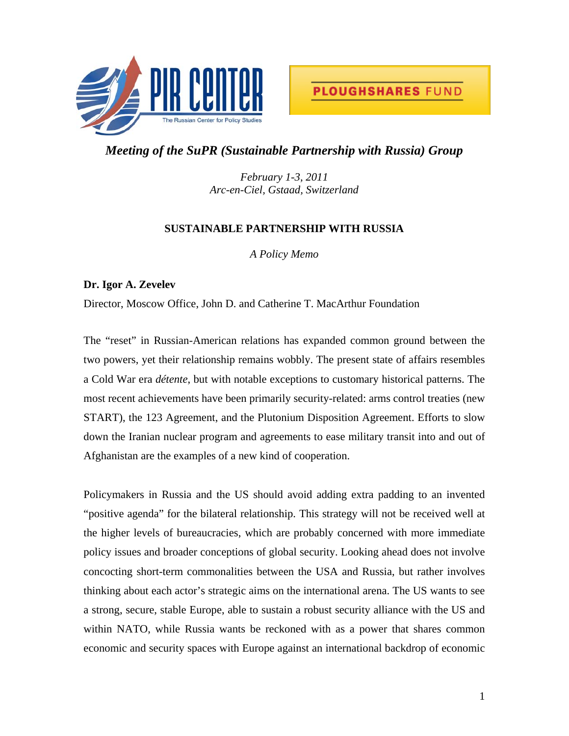PIR CENTER
The Russian Center for Policy Studies

PLOUGHSHARES FUND

*Meeting of the SuPR (Sustainable Partnership with Russia) Group*

*February 1-3, 2011*
*Arc-en-Ciel, Gstaad, Switzerland*

## SUSTAINABLE PARTNERSHIP WITH RUSSIA

*A Policy Memo*

**Dr. Igor A. Zevelev**

Director, Moscow Office, John D. and Catherine T. MacArthur Foundation

The "reset" in Russian-American relations has expanded common ground between the two powers, yet their relationship remains wobbly. The present state of affairs resembles a Cold War era *détente*, but with notable exceptions to customary historical patterns. The most recent achievements have been primarily security-related: arms control treaties (new START), the 123 Agreement, and the Plutonium Disposition Agreement. Efforts to slow down the Iranian nuclear program and agreements to ease military transit into and out of Afghanistan are the examples of a new kind of cooperation.

Policymakers in Russia and the US should avoid adding extra padding to an invented "positive agenda" for the bilateral relationship. This strategy will not be received well at the higher levels of bureaucracies, which are probably concerned with more immediate policy issues and broader conceptions of global security. Looking ahead does not involve concocting short-term commonalities between the USA and Russia, but rather involves thinking about each actor's strategic aims on the international arena. The US wants to see a strong, secure, stable Europe, able to sustain a robust security alliance with the US and within NATO, while Russia wants be reckoned with as a power that shares common economic and security spaces with Europe against an international backdrop of economic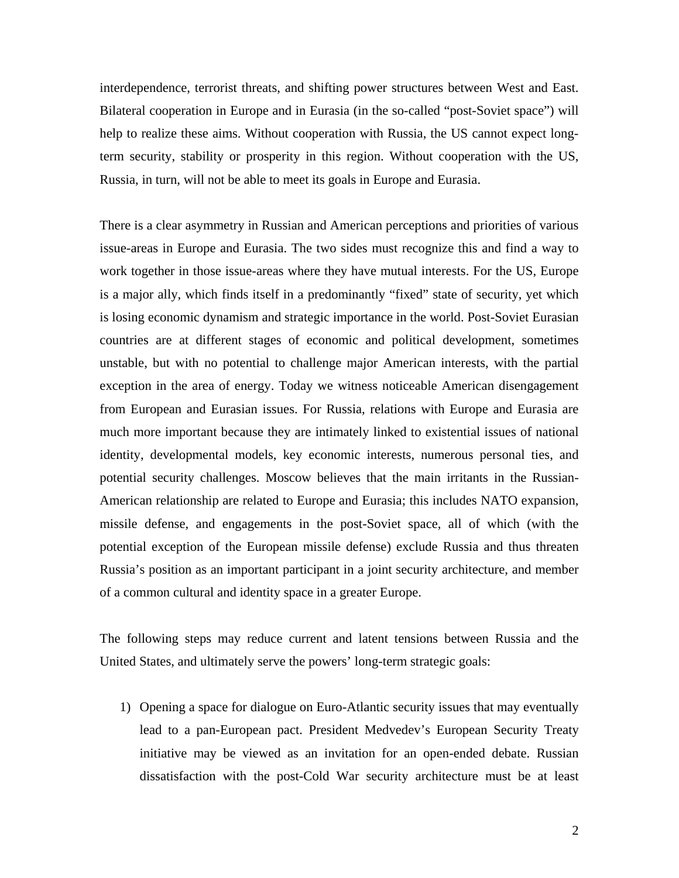interdependence, terrorist threats, and shifting power structures between West and East. Bilateral cooperation in Europe and in Eurasia (in the so-called "post-Soviet space") will help to realize these aims. Without cooperation with Russia, the US cannot expect long-term security, stability or prosperity in this region. Without cooperation with the US, Russia, in turn, will not be able to meet its goals in Europe and Eurasia.

There is a clear asymmetry in Russian and American perceptions and priorities of various issue-areas in Europe and Eurasia. The two sides must recognize this and find a way to work together in those issue-areas where they have mutual interests. For the US, Europe is a major ally, which finds itself in a predominantly "fixed" state of security, yet which is losing economic dynamism and strategic importance in the world. Post-Soviet Eurasian countries are at different stages of economic and political development, sometimes unstable, but with no potential to challenge major American interests, with the partial exception in the area of energy. Today we witness noticeable American disengagement from European and Eurasian issues. For Russia, relations with Europe and Eurasia are much more important because they are intimately linked to existential issues of national identity, developmental models, key economic interests, numerous personal ties, and potential security challenges. Moscow believes that the main irritants in the Russian-American relationship are related to Europe and Eurasia; this includes NATO expansion, missile defense, and engagements in the post-Soviet space, all of which (with the potential exception of the European missile defense) exclude Russia and thus threaten Russia's position as an important participant in a joint security architecture, and member of a common cultural and identity space in a greater Europe.

The following steps may reduce current and latent tensions between Russia and the United States, and ultimately serve the powers' long-term strategic goals:

1) Opening a space for dialogue on Euro-Atlantic security issues that may eventually lead to a pan-European pact. President Medvedev's European Security Treaty initiative may be viewed as an invitation for an open-ended debate. Russian dissatisfaction with the post-Cold War security architecture must be at least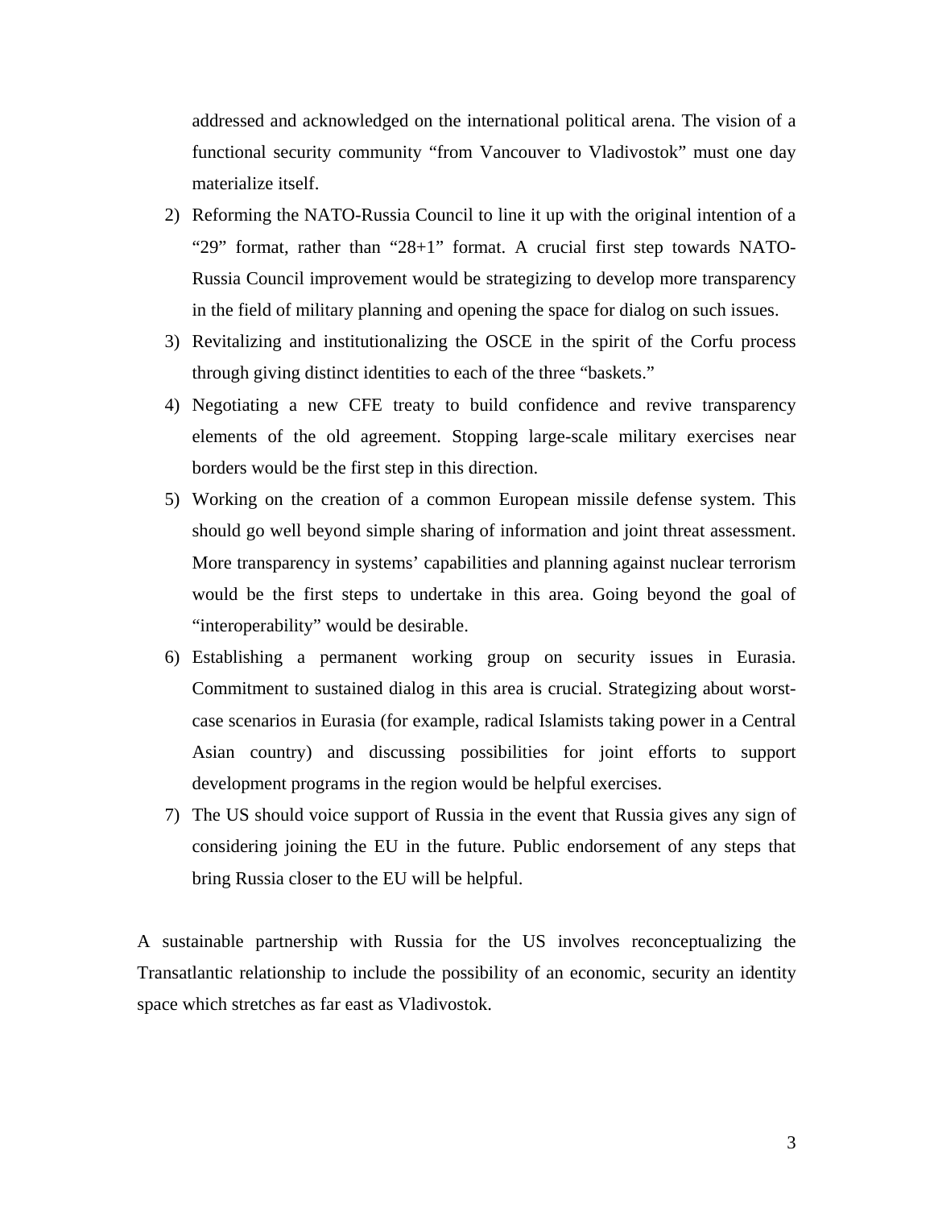addressed and acknowledged on the international political arena. The vision of a functional security community "from Vancouver to Vladivostok" must one day materialize itself.

2) Reforming the NATO-Russia Council to line it up with the original intention of a "29" format, rather than "28+1" format. A crucial first step towards NATO-Russia Council improvement would be strategizing to develop more transparency in the field of military planning and opening the space for dialog on such issues.
3) Revitalizing and institutionalizing the OSCE in the spirit of the Corfu process through giving distinct identities to each of the three "baskets."
4) Negotiating a new CFE treaty to build confidence and revive transparency elements of the old agreement. Stopping large-scale military exercises near borders would be the first step in this direction.
5) Working on the creation of a common European missile defense system. This should go well beyond simple sharing of information and joint threat assessment. More transparency in systems' capabilities and planning against nuclear terrorism would be the first steps to undertake in this area. Going beyond the goal of "interoperability" would be desirable.
6) Establishing a permanent working group on security issues in Eurasia. Commitment to sustained dialog in this area is crucial. Strategizing about worst-case scenarios in Eurasia (for example, radical Islamists taking power in a Central Asian country) and discussing possibilities for joint efforts to support development programs in the region would be helpful exercises.
7) The US should voice support of Russia in the event that Russia gives any sign of considering joining the EU in the future. Public endorsement of any steps that bring Russia closer to the EU will be helpful.

A sustainable partnership with Russia for the US involves reconceptualizing the Transatlantic relationship to include the possibility of an economic, security an identity space which stretches as far east as Vladivostok.